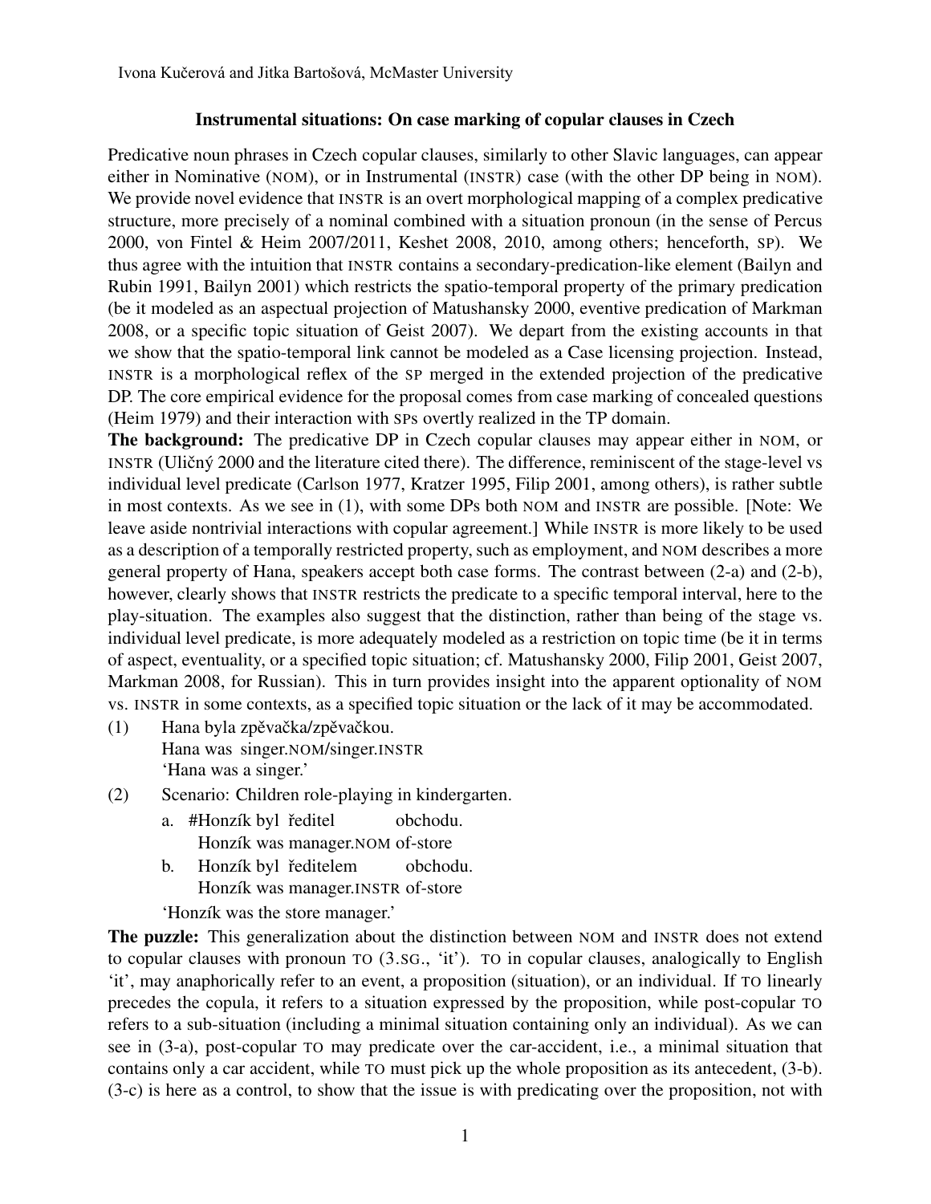Ivona Kučerová and Jitka Bartošová, McMaster University

# Instrumental situations: On case marking of copular clauses in Czech

Predicative noun phrases in Czech copular clauses, similarly to other Slavic languages, can appear either in Nominative (NOM), or in Instrumental (INSTR) case (with the other DP being in NOM). We provide novel evidence that INSTR is an overt morphological mapping of a complex predicative structure, more precisely of a nominal combined with a situation pronoun (in the sense of Percus 2000, von Fintel & Heim 2007/2011, Keshet 2008, 2010, among others; henceforth, SP). We thus agree with the intuition that INSTR contains a secondary-predication-like element (Bailyn and Rubin 1991, Bailyn 2001) which restricts the spatio-temporal property of the primary predication (be it modeled as an aspectual projection of Matushansky 2000, eventive predication of Markman 2008, or a specific topic situation of Geist 2007). We depart from the existing accounts in that we show that the spatio-temporal link cannot be modeled as a Case licensing projection. Instead, INSTR is a morphological reflex of the SP merged in the extended projection of the predicative DP. The core empirical evidence for the proposal comes from case marking of concealed questions (Heim 1979) and their interaction with SPs overtly realized in the TP domain.

**The background:** The predicative DP in Czech copular clauses may appear either in NOM, or INSTR (Uličný 2000 and the literature cited there). The difference, reminiscent of the stage-level vs individual level predicate (Carlson 1977, Kratzer 1995, Filip 2001, among others), is rather subtle in most contexts. As we see in (1), with some DPs both NOM and INSTR are possible. [Note: We leave aside nontrivial interactions with copular agreement.] While INSTR is more likely to be used as a description of a temporally restricted property, such as employment, and NOM describes a more general property of Hana, speakers accept both case forms. The contrast between (2-a) and (2-b), however, clearly shows that INSTR restricts the predicate to a specific temporal interval, here to the play-situation. The examples also suggest that the distinction, rather than being of the stage vs. individual level predicate, is more adequately modeled as a restriction on topic time (be it in terms of aspect, eventuality, or a specified topic situation; cf. Matushansky 2000, Filip 2001, Geist 2007, Markman 2008, for Russian). This in turn provides insight into the apparent optionality of NOM vs. INSTR in some contexts, as a specified topic situation or the lack of it may be accommodated.

(1) Hana byla zpěvačka/zpěvačkou.
    Hana was singer.NOM/singer.INSTR
    'Hana was a singer.'

(2) Scenario: Children role-playing in kindergarten.
    a. #Honzík byl ředitel obchodu.
       Honzík was manager.NOM of-store
    b. Honzík byl ředitelem obchodu.
       Honzík was manager.INSTR of-store
    'Honzík was the store manager.'

**The puzzle:** This generalization about the distinction between NOM and INSTR does not extend to copular clauses with pronoun TO (3.SG., 'it'). TO in copular clauses, analogically to English 'it', may anaphorically refer to an event, a proposition (situation), or an individual. If TO linearly precedes the copula, it refers to a situation expressed by the proposition, while post-copular TO refers to a sub-situation (including a minimal situation containing only an individual). As we can see in (3-a), post-copular TO may predicate over the car-accident, i.e., a minimal situation that contains only a car accident, while TO must pick up the whole proposition as its antecedent, (3-b). (3-c) is here as a control, to show that the issue is with predicating over the proposition, not with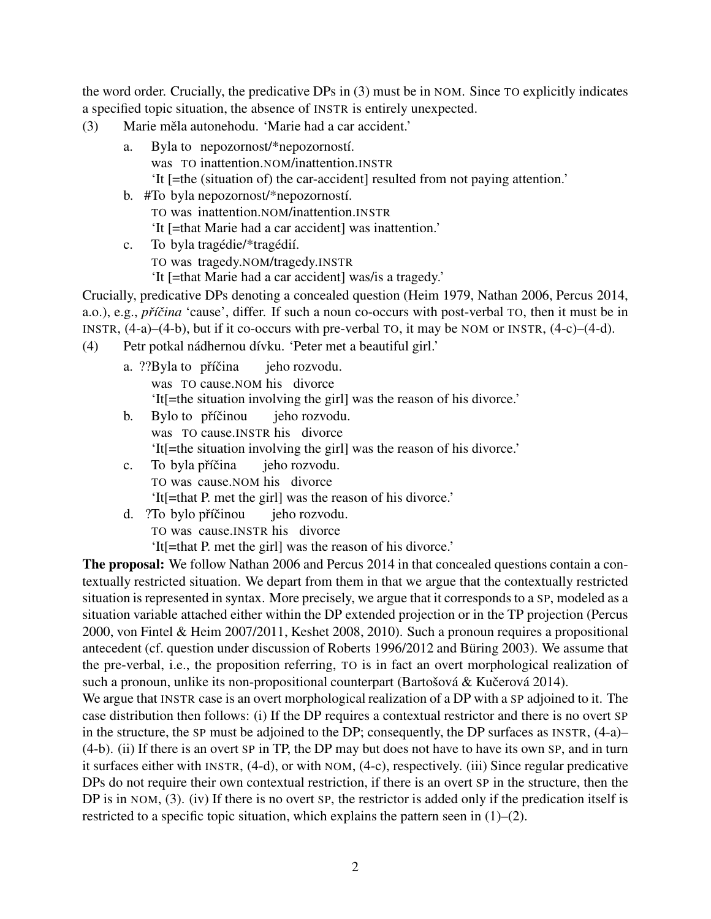the word order. Crucially, the predicative DPs in (3) must be in NOM. Since TO explicitly indicates a specified topic situation, the absence of INSTR is entirely unexpected.

(3) Marie měla autonehodu. 'Marie had a car accident.'

a. Byla to nepozornost/\*nepozorností.
was TO inattention.NOM/inattention.INSTR
'It [=the (situation of) the car-accident] resulted from not paying attention.'

b. #To byla nepozornost/\*nepozorností.
TO was inattention.NOM/inattention.INSTR
'It [=that Marie had a car accident] was inattention.'

c. To byla tragédie/\*tragédií.
TO was tragedy.NOM/tragedy.INSTR
'It [=that Marie had a car accident] was/is a tragedy.'

Crucially, predicative DPs denoting a concealed question (Heim 1979, Nathan 2006, Percus 2014, a.o.), e.g., *příčina* 'cause', differ. If such a noun co-occurs with post-verbal TO, then it must be in INSTR, (4-a)–(4-b), but if it co-occurs with pre-verbal TO, it may be NOM or INSTR, (4-c)–(4-d).

(4) Petr potkal nádhernou dívku. 'Peter met a beautiful girl.'

a. ??Byla to příčina jeho rozvodu.
was TO cause.NOM his divorce
'It[=the situation involving the girl] was the reason of his divorce.'

b. Bylo to příčinou jeho rozvodu.
was TO cause.INSTR his divorce
'It[=the situation involving the girl] was the reason of his divorce.'

c. To byla příčina jeho rozvodu.
TO was cause.NOM his divorce
'It[=that P. met the girl] was the reason of his divorce.'

d. ?To bylo příčinou jeho rozvodu.
TO was cause.INSTR his divorce
'It[=that P. met the girl] was the reason of his divorce.'

**The proposal:** We follow Nathan 2006 and Percus 2014 in that concealed questions contain a contextually restricted situation. We depart from them in that we argue that the contextually restricted situation is represented in syntax. More precisely, we argue that it corresponds to a SP, modeled as a situation variable attached either within the DP extended projection or in the TP projection (Percus 2000, von Fintel & Heim 2007/2011, Keshet 2008, 2010). Such a pronoun requires a propositional antecedent (cf. question under discussion of Roberts 1996/2012 and Büring 2003). We assume that the pre-verbal, i.e., the proposition referring, TO is in fact an overt morphological realization of such a pronoun, unlike its non-propositional counterpart (Bartošová & Kučerová 2014).

We argue that INSTR case is an overt morphological realization of a DP with a SP adjoined to it. The case distribution then follows: (i) If the DP requires a contextual restrictor and there is no overt SP in the structure, the SP must be adjoined to the DP; consequently, the DP surfaces as INSTR, (4-a)–(4-b). (ii) If there is an overt SP in TP, the DP may but does not have to have its own SP, and in turn it surfaces either with INSTR, (4-d), or with NOM, (4-c), respectively. (iii) Since regular predicative DPs do not require their own contextual restriction, if there is an overt SP in the structure, then the DP is in NOM, (3). (iv) If there is no overt SP, the restrictor is added only if the predication itself is restricted to a specific topic situation, which explains the pattern seen in (1)–(2).